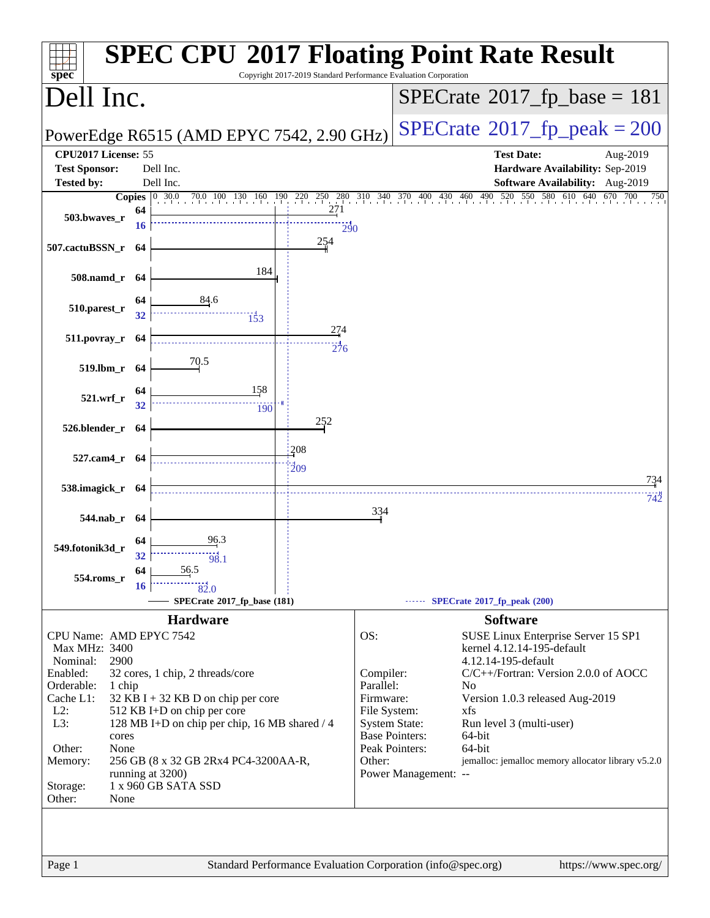# SPEC CPU 2017 Floating Point Rate Result

Copyright 2017-2019 Standard Performance Evaluation Corporation

## Dell Inc.

PowerEdge R6515 (AMD EPYC 7542, 2.90 GHz)

SPECrate 2017_fp_base = 181

SPECrate 2017_fp_peak = 200

| | | | |
|---|---|---|---|
| **CPU2017 License:** | 55 | **Test Date:** | Aug-2019 |
| **Test Sponsor:** | Dell Inc. | **Hardware Availability:** | Sep-2019 |
| **Tested by:** | Dell Inc. | **Software Availability:** | Aug-2019 |

| Benchmark | Copies (base) | Base | Copies (peak) | Peak |
|---|---|---|---|---|
| 503.bwaves_r | 64 | 271 | 16 | 290 |
| 507.cactuBSSN_r | 64 | 254 | | |
| 508.namd_r | 64 | 184 | | |
| 510.parest_r | 64 | 84.6 | 32 | 153 |
| 511.povray_r | 64 | 274 | | 276 |
| 519.lbm_r | 64 | 70.5 | | |
| 521.wrf_r | 64 | 158 | 32 | 190 |
| 526.blender_r | 64 | 252 | | |
| 527.cam4_r | 64 | 208 | | 209 |
| 538.imagick_r | 64 | 734 | | 742 |
| 544.nab_r | 64 | 334 | | |
| 549.fotonik3d_r | 64 | 96.3 | 32 | 98.1 |
| 554.roms_r | 64 | 56.5 | 16 | 82.0 |

SPECrate 2017_fp_base (181) — SPECrate 2017_fp_peak (200)

## Hardware

| | |
|---|---|
| CPU Name: | AMD EPYC 7542 |
| Max MHz: | 3400 |
| Nominal: | 2900 |
| Enabled: | 32 cores, 1 chip, 2 threads/core |
| Orderable: | 1 chip |
| Cache L1: | 32 KB I + 32 KB D on chip per core |
| L2: | 512 KB I+D on chip per core |
| L3: | 128 MB I+D on chip per chip, 16 MB shared / 4 cores |
| Other: | None |
| Memory: | 256 GB (8 x 32 GB 2Rx4 PC4-3200AA-R, running at 3200) |
| Storage: | 1 x 960 GB SATA SSD |
| Other: | None |

## Software

| | |
|---|---|
| OS: | SUSE Linux Enterprise Server 15 SP1 kernel 4.12.14-195-default 4.12.14-195-default |
| Compiler: | C/C++/Fortran: Version 2.0.0 of AOCC |
| Parallel: | No |
| Firmware: | Version 1.0.3 released Aug-2019 |
| File System: | xfs |
| System State: | Run level 3 (multi-user) |
| Base Pointers: | 64-bit |
| Peak Pointers: | 64-bit |
| Other: | jemalloc: jemalloc memory allocator library v5.2.0 |
| Power Management: | -- |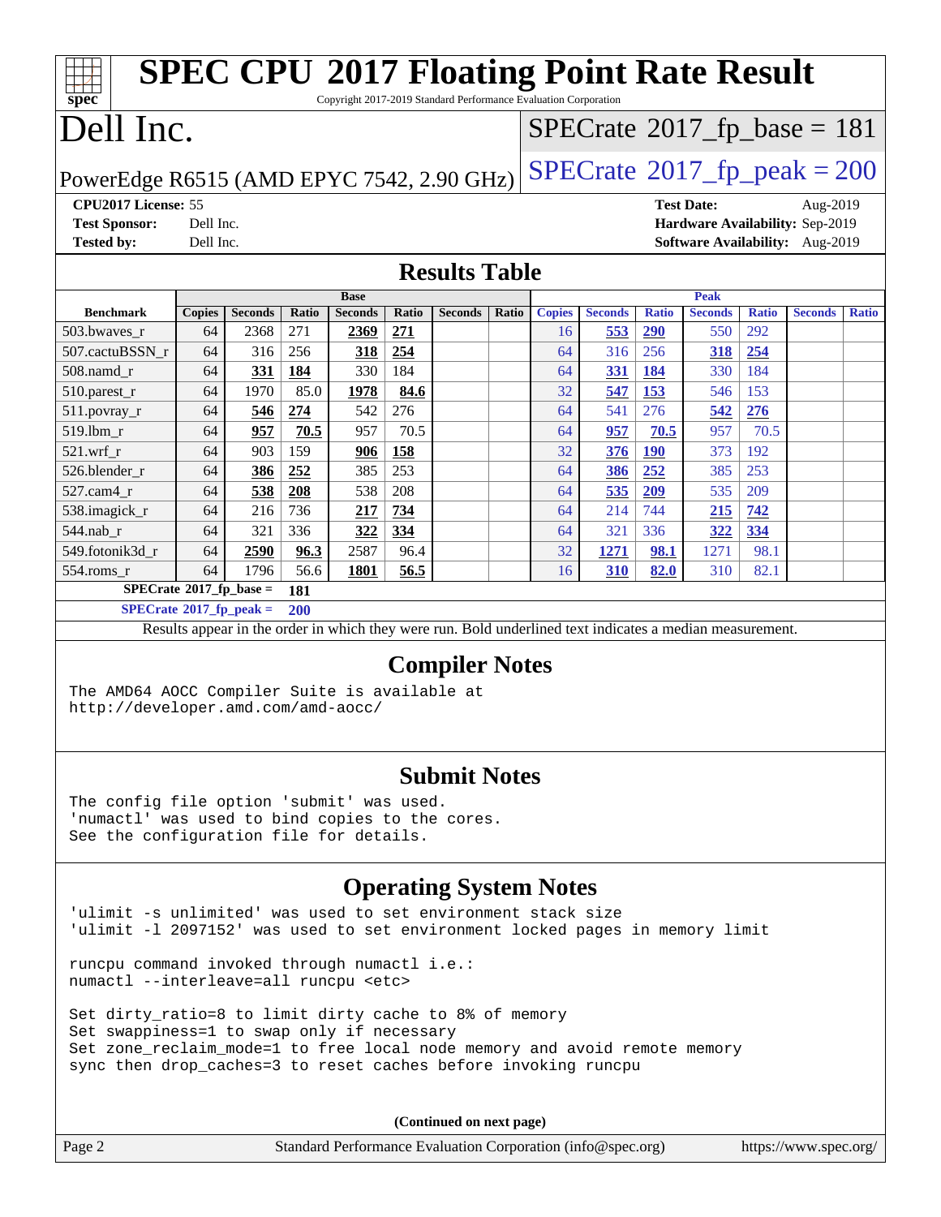# SPEC CPU 2017 Floating Point Rate Result

Copyright 2017-2019 Standard Performance Evaluation Corporation

# Dell Inc.

PowerEdge R6515 (AMD EPYC 7542, 2.90 GHz)

SPECrate 2017_fp_base = 181

SPECrate 2017_fp_peak = 200

**CPU2017 License:** 55
**Test Sponsor:** Dell Inc.
**Tested by:** Dell Inc.

**Test Date:** Aug-2019
**Hardware Availability:** Sep-2019
**Software Availability:** Aug-2019

## Results Table

| Benchmark | Base | | | | | | | Peak | | | | | | |
|---|---|---|---|---|---|---|---|---|---|---|---|---|---|---|
| | Copies | Seconds | Ratio | Seconds | Ratio | Seconds | Ratio | Copies | Seconds | Ratio | Seconds | Ratio | Seconds | Ratio |
| 503.bwaves_r | 64 | 2368 | 271 | **2369** | **271** | | | 16 | **553** | **290** | 550 | 292 | | |
| 507.cactuBSSN_r | 64 | 316 | 256 | **318** | **254** | | | 64 | 316 | 256 | **318** | **254** | | |
| 508.namd_r | 64 | **331** | **184** | 330 | 184 | | | 64 | **331** | **184** | 330 | 184 | | |
| 510.parest_r | 64 | 1970 | 85.0 | **1978** | **84.6** | | | 32 | **547** | **153** | 546 | 153 | | |
| 511.povray_r | 64 | **546** | **274** | 542 | 276 | | | 64 | 541 | 276 | **542** | **276** | | |
| 519.lbm_r | 64 | **957** | **70.5** | 957 | 70.5 | | | 64 | **957** | **70.5** | 957 | 70.5 | | |
| 521.wrf_r | 64 | 903 | 159 | **906** | **158** | | | 32 | **376** | **190** | 373 | 192 | | |
| 526.blender_r | 64 | **386** | **252** | 385 | 253 | | | 64 | **386** | **252** | 385 | 253 | | |
| 527.cam4_r | 64 | **538** | **208** | 538 | 208 | | | 64 | **535** | **209** | 535 | 209 | | |
| 538.imagick_r | 64 | 216 | 736 | **217** | **734** | | | 64 | 214 | 744 | **215** | **742** | | |
| 544.nab_r | 64 | 321 | 336 | **322** | **334** | | | 64 | 321 | 336 | **322** | **334** | | |
| 549.fotonik3d_r | 64 | **2590** | **96.3** | 2587 | 96.4 | | | 32 | **1271** | **98.1** | 1271 | 98.1 | | |
| 554.roms_r | 64 | 1796 | 56.6 | **1801** | **56.5** | | | 16 | **310** | **82.0** | 310 | 82.1 | | |

**SPECrate 2017_fp_base = 181**

**SPECrate 2017_fp_peak = 200**

Results appear in the order in which they were run. Bold underlined text indicates a median measurement.

## Compiler Notes

```
The AMD64 AOCC Compiler Suite is available at
http://developer.amd.com/amd-aocc/
```

## Submit Notes

```
The config file option 'submit' was used.
'numactl' was used to bind copies to the cores.
See the configuration file for details.
```

## Operating System Notes

```
'ulimit -s unlimited' was used to set environment stack size
'ulimit -l 2097152' was used to set environment locked pages in memory limit

runcpu command invoked through numactl i.e.:
numactl --interleave=all runcpu <etc>

Set dirty_ratio=8 to limit dirty cache to 8% of memory
Set swappiness=1 to swap only if necessary
Set zone_reclaim_mode=1 to free local node memory and avoid remote memory
sync then drop_caches=3 to reset caches before invoking runcpu
```

**(Continued on next page)**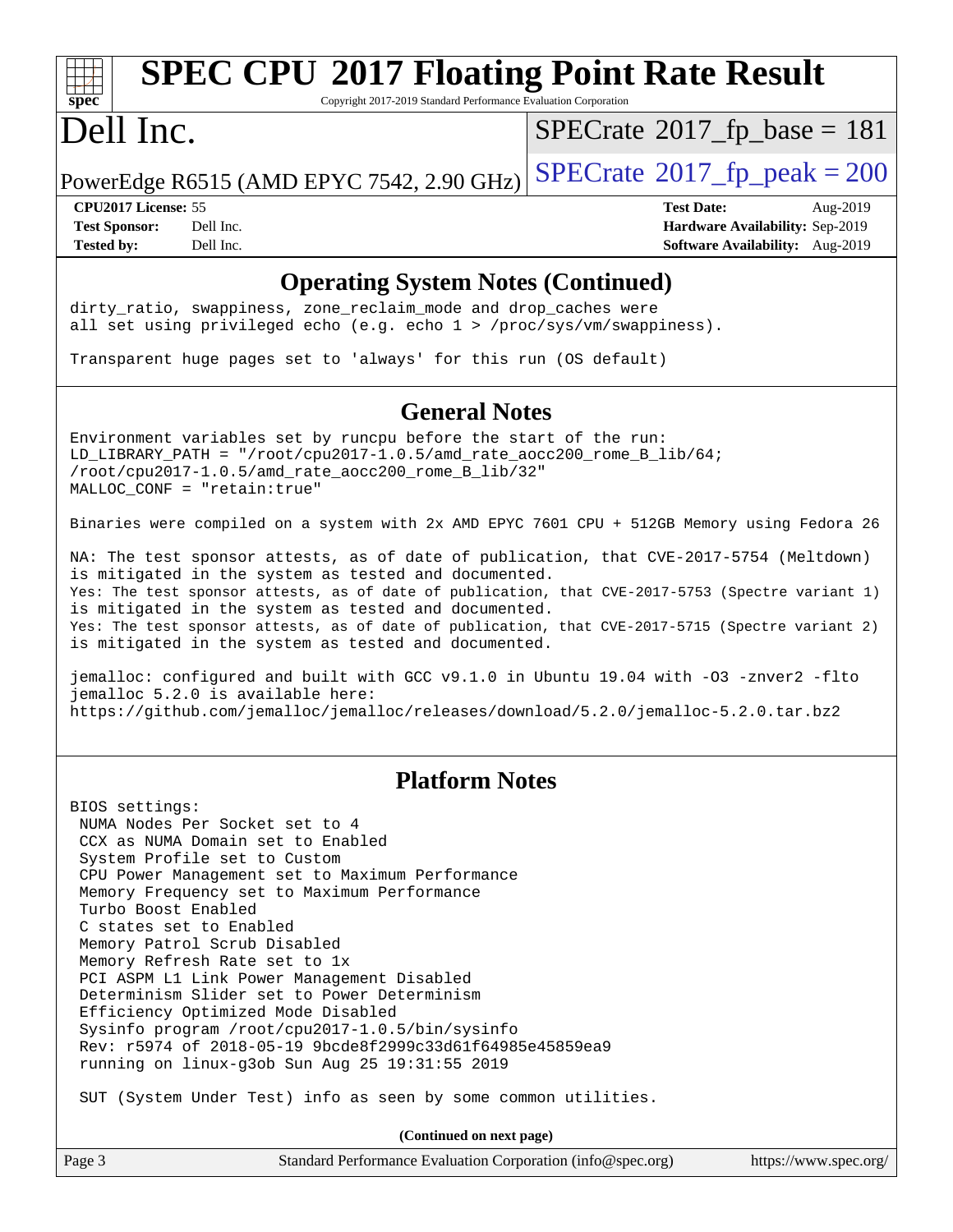## Operating System Notes (Continued)

```
dirty_ratio, swappiness, zone_reclaim_mode and drop_caches were
all set using privileged echo (e.g. echo 1 > /proc/sys/vm/swappiness).

Transparent huge pages set to 'always' for this run (OS default)
```

## General Notes

```
Environment variables set by runcpu before the start of the run:
LD_LIBRARY_PATH = "/root/cpu2017-1.0.5/amd_rate_aocc200_rome_B_lib/64;
/root/cpu2017-1.0.5/amd_rate_aocc200_rome_B_lib/32"
MALLOC_CONF = "retain:true"

Binaries were compiled on a system with 2x AMD EPYC 7601 CPU + 512GB Memory using Fedora 26

NA: The test sponsor attests, as of date of publication, that CVE-2017-5754 (Meltdown)
is mitigated in the system as tested and documented.
Yes: The test sponsor attests, as of date of publication, that CVE-2017-5753 (Spectre variant 1)
is mitigated in the system as tested and documented.
Yes: The test sponsor attests, as of date of publication, that CVE-2017-5715 (Spectre variant 2)
is mitigated in the system as tested and documented.

jemalloc: configured and built with GCC v9.1.0 in Ubuntu 19.04 with -O3 -znver2 -flto
jemalloc 5.2.0 is available here:
https://github.com/jemalloc/jemalloc/releases/download/5.2.0/jemalloc-5.2.0.tar.bz2
```

## Platform Notes

```
BIOS settings:
 NUMA Nodes Per Socket set to 4
 CCX as NUMA Domain set to Enabled
 System Profile set to Custom
 CPU Power Management set to Maximum Performance
 Memory Frequency set to Maximum Performance
 Turbo Boost Enabled
 C states set to Enabled
 Memory Patrol Scrub Disabled
 Memory Refresh Rate set to 1x
 PCI ASPM L1 Link Power Management Disabled
 Determinism Slider set to Power Determinism
 Efficiency Optimized Mode Disabled
 Sysinfo program /root/cpu2017-1.0.5/bin/sysinfo
 Rev: r5974 of 2018-05-19 9bcde8f2999c33d61f64985e45859ea9
 running on linux-g3ob Sun Aug 25 19:31:55 2019

 SUT (System Under Test) info as seen by some common utilities.
```

**(Continued on next page)**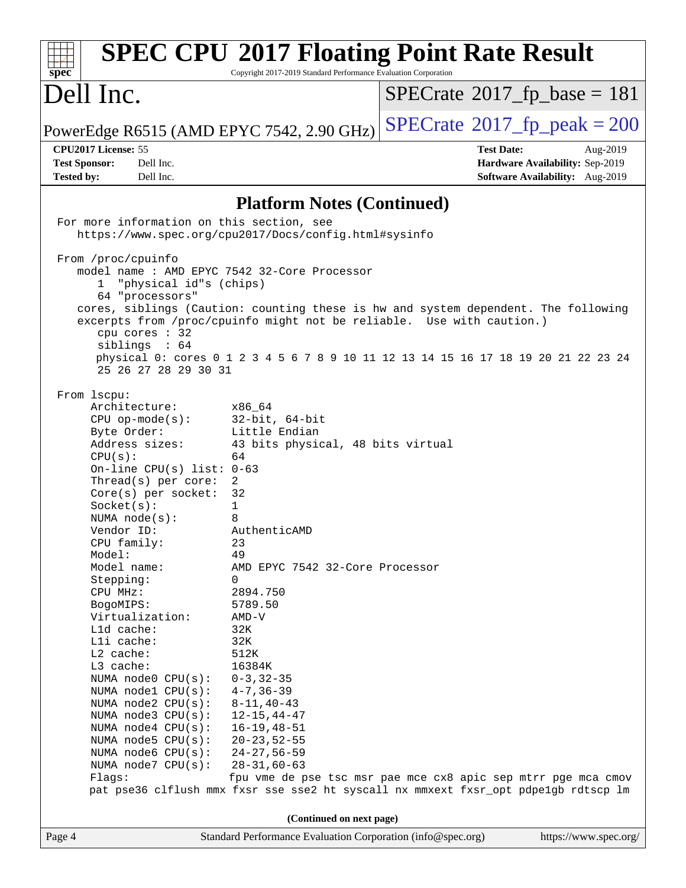## Platform Notes (Continued)

```
For more information on this section, see
   https://www.spec.org/cpu2017/Docs/config.html#sysinfo

From /proc/cpuinfo
   model name : AMD EPYC 7542 32-Core Processor
      1  "physical id"s (chips)
      64 "processors"
   cores, siblings (Caution: counting these is hw and system dependent. The following
   excerpts from /proc/cpuinfo might not be reliable.  Use with caution.)
      cpu cores : 32
      siblings  : 64
      physical 0: cores 0 1 2 3 4 5 6 7 8 9 10 11 12 13 14 15 16 17 18 19 20 21 22 23 24
      25 26 27 28 29 30 31

From lscpu:
     Architecture:          x86_64
     CPU op-mode(s):        32-bit, 64-bit
     Byte Order:            Little Endian
     Address sizes:         43 bits physical, 48 bits virtual
     CPU(s):                64
     On-line CPU(s) list: 0-63
     Thread(s) per core:  2
     Core(s) per socket:  32
     Socket(s):             1
     NUMA node(s):          8
     Vendor ID:             AuthenticAMD
     CPU family:            23
     Model:                 49
     Model name:            AMD EPYC 7542 32-Core Processor
     Stepping:              0
     CPU MHz:               2894.750
     BogoMIPS:              5789.50
     Virtualization:        AMD-V
     L1d cache:             32K
     L1i cache:             32K
     L2 cache:              512K
     L3 cache:              16384K
     NUMA node0 CPU(s):   0-3,32-35
     NUMA node1 CPU(s):   4-7,36-39
     NUMA node2 CPU(s):   8-11,40-43
     NUMA node3 CPU(s):   12-15,44-47
     NUMA node4 CPU(s):   16-19,48-51
     NUMA node5 CPU(s):   20-23,52-55
     NUMA node6 CPU(s):   24-27,56-59
     NUMA node7 CPU(s):   28-31,60-63
     Flags:                 fpu vme de pse tsc msr pae mce cx8 apic sep mtrr pge mca cmov
     pat pse36 clflush mmx fxsr sse sse2 ht syscall nx mmxext fxsr_opt pdpe1gb rdtscp lm
```

(Continued on next page)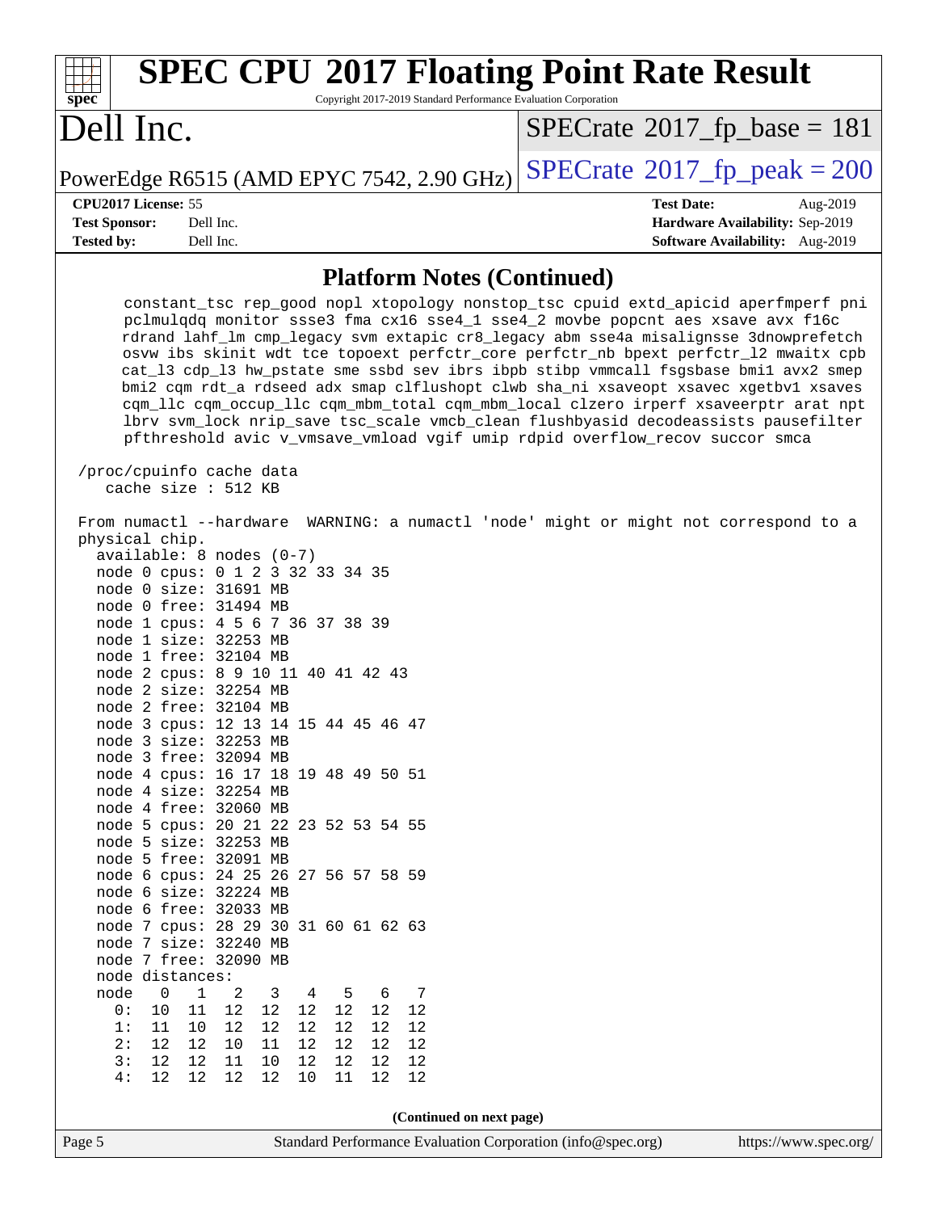## Platform Notes (Continued)

```
      constant_tsc rep_good nopl xtopology nonstop_tsc cpuid extd_apicid aperfmperf pni
      pclmulqdq monitor ssse3 fma cx16 sse4_1 sse4_2 movbe popcnt aes xsave avx f16c
      rdrand lahf_lm cmp_legacy svm extapic cr8_legacy abm sse4a misalignsse 3dnowprefetch
      osvw ibs skinit wdt tce topoext perfctr_core perfctr_nb bpext perfctr_l2 mwaitx cpb
      cat_l3 cdp_l3 hw_pstate sme ssbd sev ibrs ibpb stibp vmmcall fsgsbase bmi1 avx2 smep
      bmi2 cqm rdt_a rdseed adx smap clflushopt clwb sha_ni xsaveopt xsavec xgetbv1 xsaves
      cqm_llc cqm_occup_llc cqm_mbm_total cqm_mbm_local clzero irperf xsaveerptr arat npt
      lbrv svm_lock nrip_save tsc_scale vmcb_clean flushbyasid decodeassists pausefilter
      pfthreshold avic v_vmsave_vmload vgif umip rdpid overflow_recov succor smca

 /proc/cpuinfo cache data
    cache size : 512 KB

 From numactl --hardware  WARNING: a numactl 'node' might or might not correspond to a
 physical chip.
   available: 8 nodes (0-7)
   node 0 cpus: 0 1 2 3 32 33 34 35
   node 0 size: 31691 MB
   node 0 free: 31494 MB
   node 1 cpus: 4 5 6 7 36 37 38 39
   node 1 size: 32253 MB
   node 1 free: 32104 MB
   node 2 cpus: 8 9 10 11 40 41 42 43
   node 2 size: 32254 MB
   node 2 free: 32104 MB
   node 3 cpus: 12 13 14 15 44 45 46 47
   node 3 size: 32253 MB
   node 3 free: 32094 MB
   node 4 cpus: 16 17 18 19 48 49 50 51
   node 4 size: 32254 MB
   node 4 free: 32060 MB
   node 5 cpus: 20 21 22 23 52 53 54 55
   node 5 size: 32253 MB
   node 5 free: 32091 MB
   node 6 cpus: 24 25 26 27 56 57 58 59
   node 6 size: 32224 MB
   node 6 free: 32033 MB
   node 7 cpus: 28 29 30 31 60 61 62 63
   node 7 size: 32240 MB
   node 7 free: 32090 MB
   node distances:
   node   0   1   2   3   4   5   6   7
     0:  10  11  12  12  12  12  12  12
     1:  11  10  12  12  12  12  12  12
     2:  12  12  10  11  12  12  12  12
     3:  12  12  11  10  12  12  12  12
     4:  12  12  12  12  10  11  12  12
```

(Continued on next page)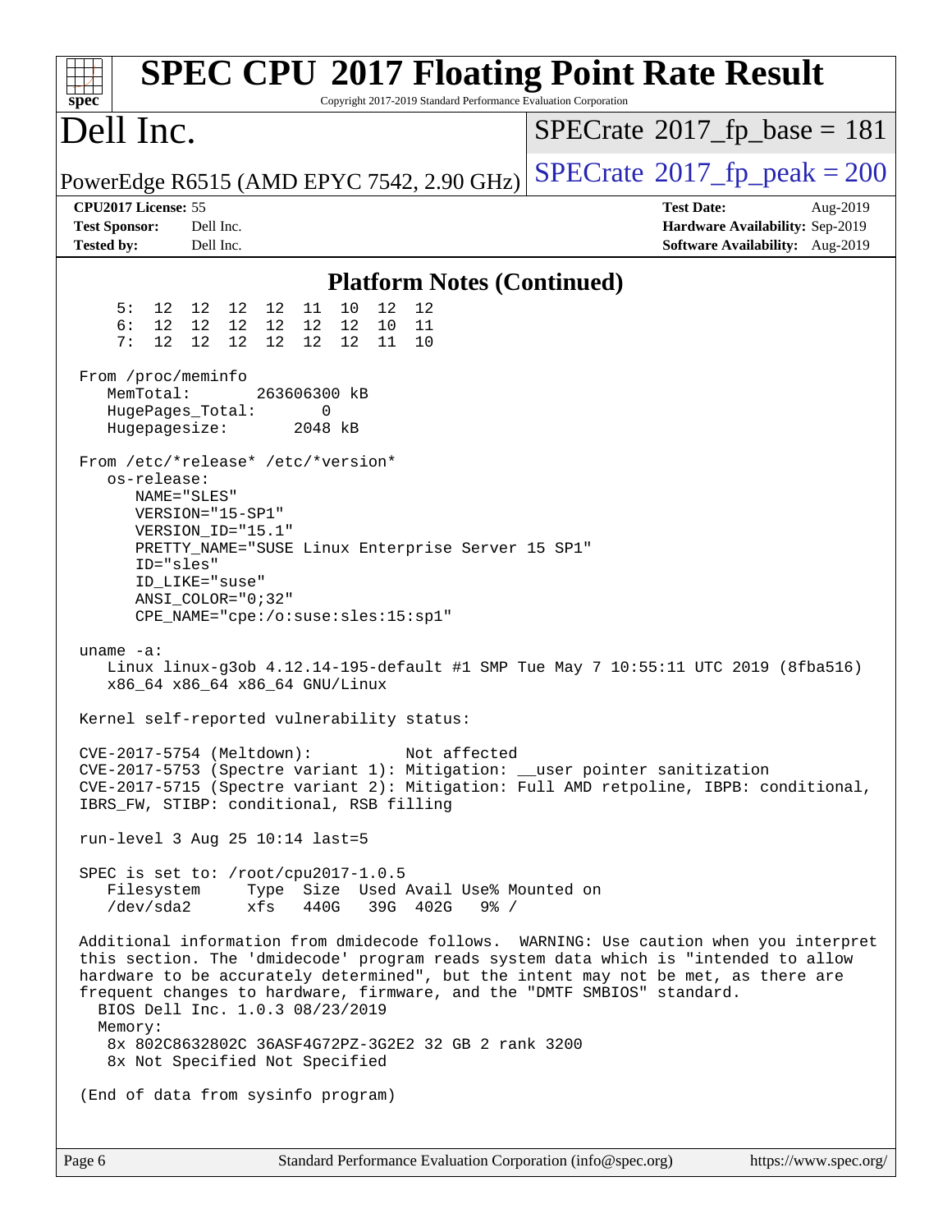# SPEC CPU 2017 Floating Point Rate Result

Copyright 2017-2019 Standard Performance Evaluation Corporation

## Dell Inc.

PowerEdge R6515 (AMD EPYC 7542, 2.90 GHz)

SPECrate 2017_fp_base = 181

SPECrate 2017_fp_peak = 200

**CPU2017 License:** 55
**Test Sponsor:** Dell Inc.
**Tested by:** Dell Inc.

**Test Date:** Aug-2019
**Hardware Availability:** Sep-2019
**Software Availability:** Aug-2019

### Platform Notes (Continued)

```
     5:  12  12  12  12  11  10  12  12
     6:  12  12  12  12  12  12  10  11
     7:  12  12  12  12  12  12  11  10

 From /proc/meminfo
    MemTotal:       263606300 kB
    HugePages_Total:       0
    Hugepagesize:       2048 kB

 From /etc/*release* /etc/*version*
    os-release:
       NAME="SLES"
       VERSION="15-SP1"
       VERSION_ID="15.1"
       PRETTY_NAME="SUSE Linux Enterprise Server 15 SP1"
       ID="sles"
       ID_LIKE="suse"
       ANSI_COLOR="0;32"
       CPE_NAME="cpe:/o:suse:sles:15:sp1"

 uname -a:
    Linux linux-g3ob 4.12.14-195-default #1 SMP Tue May 7 10:55:11 UTC 2019 (8fba516)
    x86_64 x86_64 x86_64 GNU/Linux

 Kernel self-reported vulnerability status:

 CVE-2017-5754 (Meltdown):          Not affected
 CVE-2017-5753 (Spectre variant 1): Mitigation: __user pointer sanitization
 CVE-2017-5715 (Spectre variant 2): Mitigation: Full AMD retpoline, IBPB: conditional,
 IBRS_FW, STIBP: conditional, RSB filling

 run-level 3 Aug 25 10:14 last=5

 SPEC is set to: /root/cpu2017-1.0.5
    Filesystem     Type  Size  Used Avail Use% Mounted on
    /dev/sda2      xfs   440G   39G  402G   9% /

 Additional information from dmidecode follows.  WARNING: Use caution when you interpret
 this section. The 'dmidecode' program reads system data which is "intended to allow
 hardware to be accurately determined", but the intent may not be met, as there are
 frequent changes to hardware, firmware, and the "DMTF SMBIOS" standard.
   BIOS Dell Inc. 1.0.3 08/23/2019
   Memory:
    8x 802C8632802C 36ASF4G72PZ-3G2E2 32 GB 2 rank 3200
    8x Not Specified Not Specified

 (End of data from sysinfo program)
```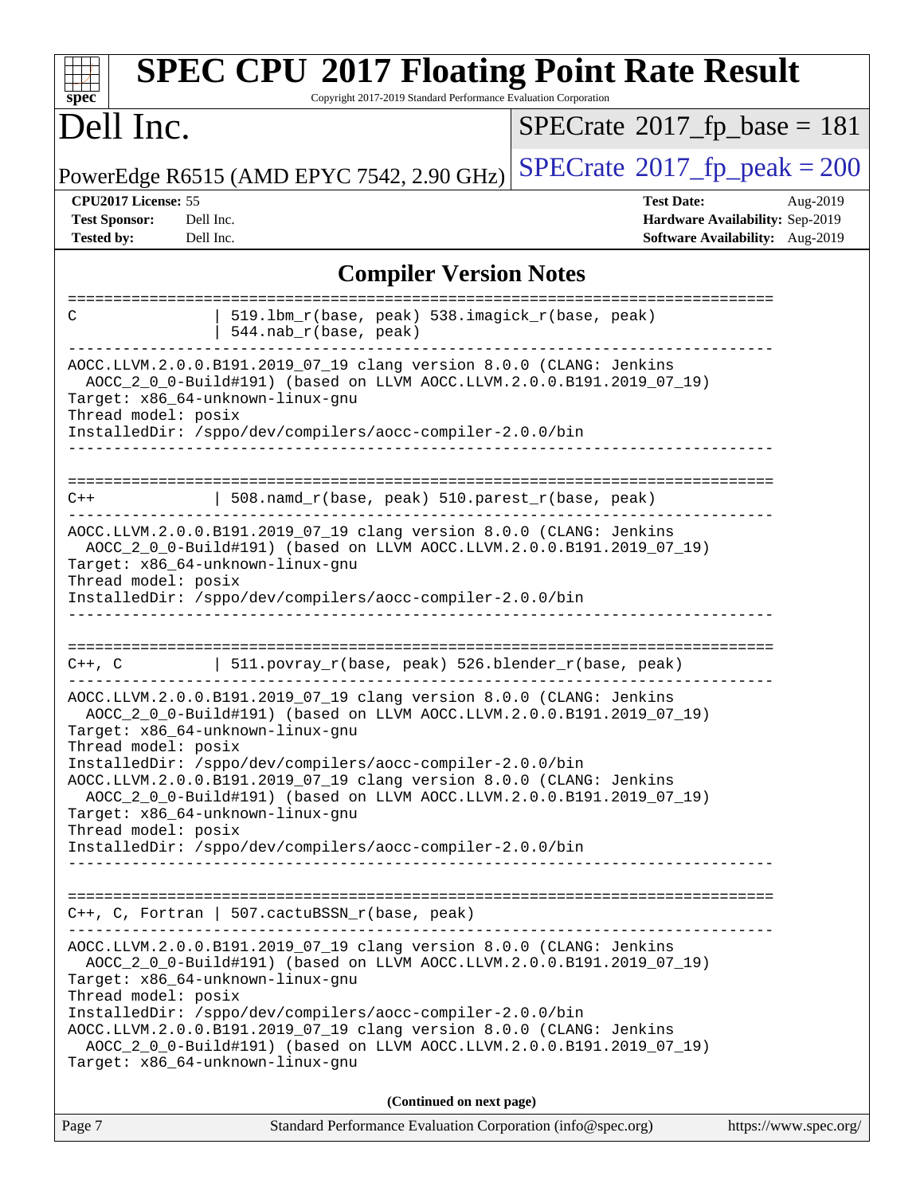# SPEC CPU 2017 Floating Point Rate Result

Copyright 2017-2019 Standard Performance Evaluation Corporation

## Dell Inc.

PowerEdge R6515 (AMD EPYC 7542, 2.90 GHz)

SPECrate 2017_fp_base = 181

SPECrate 2017_fp_peak = 200

**CPU2017 License:** 55
**Test Sponsor:** Dell Inc.
**Tested by:** Dell Inc.

**Test Date:** Aug-2019
**Hardware Availability:** Sep-2019
**Software Availability:** Aug-2019

## Compiler Version Notes

```
==============================================================================
C               | 519.lbm_r(base, peak) 538.imagick_r(base, peak)
                | 544.nab_r(base, peak)
------------------------------------------------------------------------------
AOCC.LLVM.2.0.0.B191.2019_07_19 clang version 8.0.0 (CLANG: Jenkins
  AOCC_2_0_0-Build#191) (based on LLVM AOCC.LLVM.2.0.0.B191.2019_07_19)
Target: x86_64-unknown-linux-gnu
Thread model: posix
InstalledDir: /sppo/dev/compilers/aocc-compiler-2.0.0/bin
------------------------------------------------------------------------------

==============================================================================
C++             | 508.namd_r(base, peak) 510.parest_r(base, peak)
------------------------------------------------------------------------------
AOCC.LLVM.2.0.0.B191.2019_07_19 clang version 8.0.0 (CLANG: Jenkins
  AOCC_2_0_0-Build#191) (based on LLVM AOCC.LLVM.2.0.0.B191.2019_07_19)
Target: x86_64-unknown-linux-gnu
Thread model: posix
InstalledDir: /sppo/dev/compilers/aocc-compiler-2.0.0/bin
------------------------------------------------------------------------------

==============================================================================
C++, C          | 511.povray_r(base, peak) 526.blender_r(base, peak)
------------------------------------------------------------------------------
AOCC.LLVM.2.0.0.B191.2019_07_19 clang version 8.0.0 (CLANG: Jenkins
  AOCC_2_0_0-Build#191) (based on LLVM AOCC.LLVM.2.0.0.B191.2019_07_19)
Target: x86_64-unknown-linux-gnu
Thread model: posix
InstalledDir: /sppo/dev/compilers/aocc-compiler-2.0.0/bin
AOCC.LLVM.2.0.0.B191.2019_07_19 clang version 8.0.0 (CLANG: Jenkins
  AOCC_2_0_0-Build#191) (based on LLVM AOCC.LLVM.2.0.0.B191.2019_07_19)
Target: x86_64-unknown-linux-gnu
Thread model: posix
InstalledDir: /sppo/dev/compilers/aocc-compiler-2.0.0/bin
------------------------------------------------------------------------------

==============================================================================
C++, C, Fortran | 507.cactuBSSN_r(base, peak)
------------------------------------------------------------------------------
AOCC.LLVM.2.0.0.B191.2019_07_19 clang version 8.0.0 (CLANG: Jenkins
  AOCC_2_0_0-Build#191) (based on LLVM AOCC.LLVM.2.0.0.B191.2019_07_19)
Target: x86_64-unknown-linux-gnu
Thread model: posix
InstalledDir: /sppo/dev/compilers/aocc-compiler-2.0.0/bin
AOCC.LLVM.2.0.0.B191.2019_07_19 clang version 8.0.0 (CLANG: Jenkins
  AOCC_2_0_0-Build#191) (based on LLVM AOCC.LLVM.2.0.0.B191.2019_07_19)
Target: x86_64-unknown-linux-gnu
```

(Continued on next page)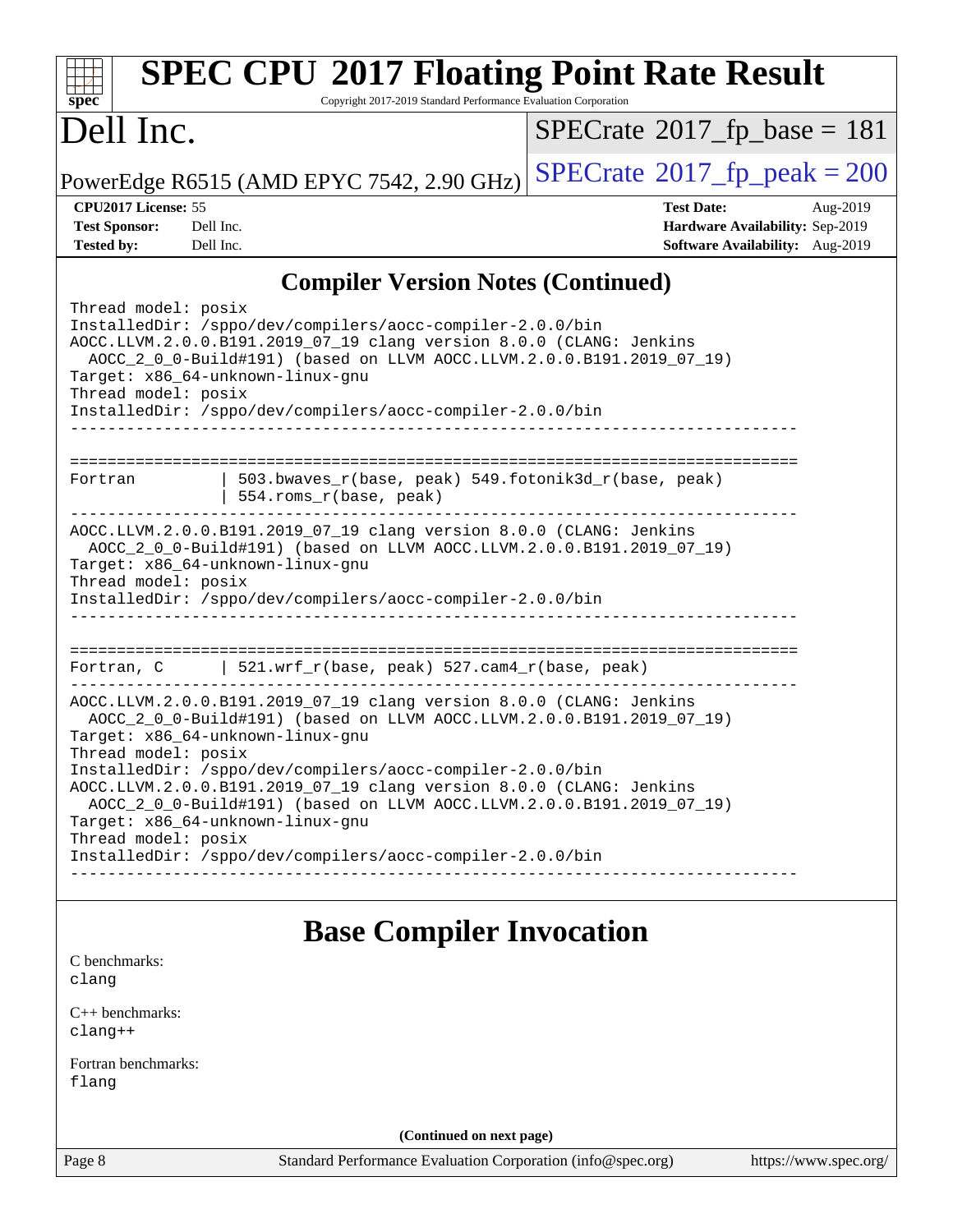## Compiler Version Notes (Continued)

```
Thread model: posix
InstalledDir: /sppo/dev/compilers/aocc-compiler-2.0.0/bin
AOCC.LLVM.2.0.0.B191.2019_07_19 clang version 8.0.0 (CLANG: Jenkins
  AOCC_2_0_0-Build#191) (based on LLVM AOCC.LLVM.2.0.0.B191.2019_07_19)
Target: x86_64-unknown-linux-gnu
Thread model: posix
InstalledDir: /sppo/dev/compilers/aocc-compiler-2.0.0/bin
------------------------------------------------------------------------------

==============================================================================
Fortran          | 503.bwaves_r(base, peak) 549.fotonik3d_r(base, peak)
                 | 554.roms_r(base, peak)
------------------------------------------------------------------------------
AOCC.LLVM.2.0.0.B191.2019_07_19 clang version 8.0.0 (CLANG: Jenkins
  AOCC_2_0_0-Build#191) (based on LLVM AOCC.LLVM.2.0.0.B191.2019_07_19)
Target: x86_64-unknown-linux-gnu
Thread model: posix
InstalledDir: /sppo/dev/compilers/aocc-compiler-2.0.0/bin
------------------------------------------------------------------------------

==============================================================================
Fortran, C       | 521.wrf_r(base, peak) 527.cam4_r(base, peak)
------------------------------------------------------------------------------
AOCC.LLVM.2.0.0.B191.2019_07_19 clang version 8.0.0 (CLANG: Jenkins
  AOCC_2_0_0-Build#191) (based on LLVM AOCC.LLVM.2.0.0.B191.2019_07_19)
Target: x86_64-unknown-linux-gnu
Thread model: posix
InstalledDir: /sppo/dev/compilers/aocc-compiler-2.0.0/bin
AOCC.LLVM.2.0.0.B191.2019_07_19 clang version 8.0.0 (CLANG: Jenkins
  AOCC_2_0_0-Build#191) (based on LLVM AOCC.LLVM.2.0.0.B191.2019_07_19)
Target: x86_64-unknown-linux-gnu
Thread model: posix
InstalledDir: /sppo/dev/compilers/aocc-compiler-2.0.0/bin
------------------------------------------------------------------------------
```

## Base Compiler Invocation

C benchmarks:
clang

C++ benchmarks:
clang++

Fortran benchmarks:
flang

**(Continued on next page)**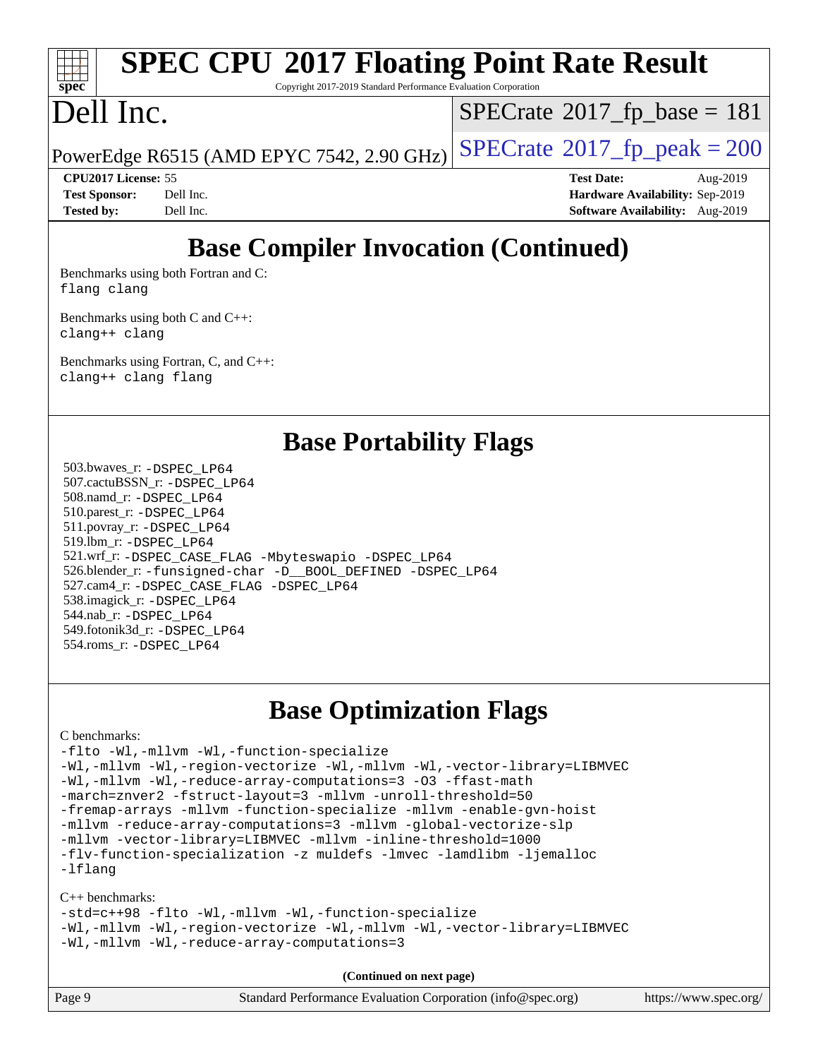# SPEC CPU 2017 Floating Point Rate Result

Copyright 2017-2019 Standard Performance Evaluation Corporation

# Dell Inc.

PowerEdge R6515 (AMD EPYC 7542, 2.90 GHz)

SPECrate 2017_fp_base = 181

SPECrate 2017_fp_peak = 200

| | | | |
|---|---|---|---|
| **CPU2017 License:** | 55 | **Test Date:** | Aug-2019 |
| **Test Sponsor:** | Dell Inc. | **Hardware Availability:** | Sep-2019 |
| **Tested by:** | Dell Inc. | **Software Availability:** | Aug-2019 |

## Base Compiler Invocation (Continued)

Benchmarks using both Fortran and C:
`flang clang`

Benchmarks using both C and C++:
`clang++ clang`

Benchmarks using Fortran, C, and C++:
`clang++ clang flang`

## Base Portability Flags

503.bwaves_r: `-DSPEC_LP64`
507.cactuBSSN_r: `-DSPEC_LP64`
508.namd_r: `-DSPEC_LP64`
510.parest_r: `-DSPEC_LP64`
511.povray_r: `-DSPEC_LP64`
519.lbm_r: `-DSPEC_LP64`
521.wrf_r: `-DSPEC_CASE_FLAG -Mbyteswapio -DSPEC_LP64`
526.blender_r: `-funsigned-char -D__BOOL_DEFINED -DSPEC_LP64`
527.cam4_r: `-DSPEC_CASE_FLAG -DSPEC_LP64`
538.imagick_r: `-DSPEC_LP64`
544.nab_r: `-DSPEC_LP64`
549.fotonik3d_r: `-DSPEC_LP64`
554.roms_r: `-DSPEC_LP64`

## Base Optimization Flags

C benchmarks:

```
-flto -Wl,-mllvm -Wl,-function-specialize
-Wl,-mllvm -Wl,-region-vectorize -Wl,-mllvm -Wl,-vector-library=LIBMVEC
-Wl,-mllvm -Wl,-reduce-array-computations=3 -O3 -ffast-math
-march=znver2 -fstruct-layout=3 -mllvm -unroll-threshold=50
-fremap-arrays -mllvm -function-specialize -mllvm -enable-gvn-hoist
-mllvm -reduce-array-computations=3 -mllvm -global-vectorize-slp
-mllvm -vector-library=LIBMVEC -mllvm -inline-threshold=1000
-flv-function-specialization -z muldefs -lmvec -lamdlibm -ljemalloc
-lflang
```

C++ benchmarks:

```
-std=c++98 -flto -Wl,-mllvm -Wl,-function-specialize
-Wl,-mllvm -Wl,-region-vectorize -Wl,-mllvm -Wl,-vector-library=LIBMVEC
-Wl,-mllvm -Wl,-reduce-array-computations=3
```

**(Continued on next page)**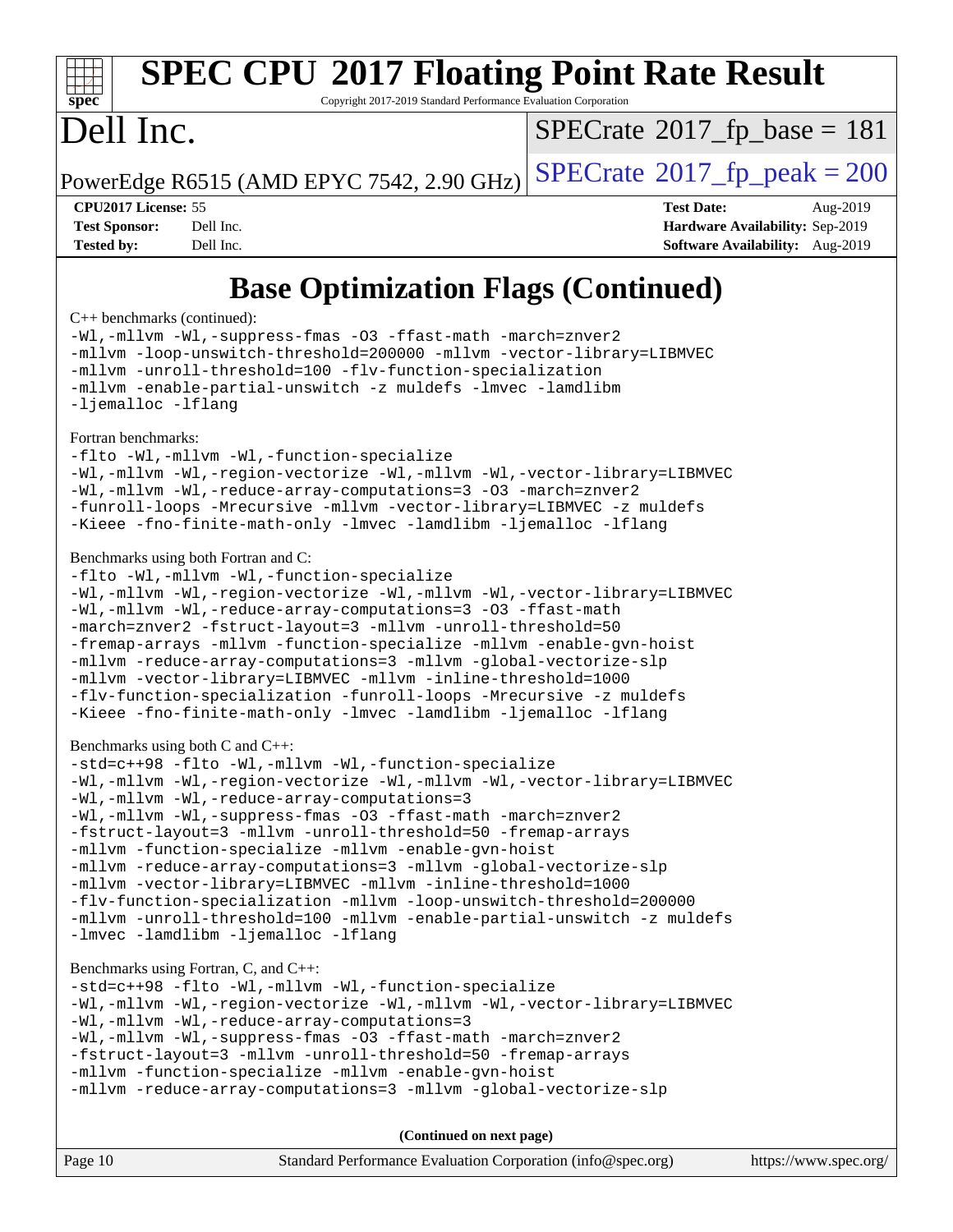# Base Optimization Flags (Continued)

C++ benchmarks (continued):

```
-Wl,-mllvm -Wl,-suppress-fmas -O3 -ffast-math -march=znver2
-mllvm -loop-unswitch-threshold=200000 -mllvm -vector-library=LIBMVEC
-mllvm -unroll-threshold=100 -flv-function-specialization
-mllvm -enable-partial-unswitch -z muldefs -lmvec -lamdlibm
-ljemalloc -lflang
```

Fortran benchmarks:

```
-flto -Wl,-mllvm -Wl,-function-specialize
-Wl,-mllvm -Wl,-region-vectorize -Wl,-mllvm -Wl,-vector-library=LIBMVEC
-Wl,-mllvm -Wl,-reduce-array-computations=3 -O3 -march=znver2
-funroll-loops -Mrecursive -mllvm -vector-library=LIBMVEC -z muldefs
-Kieee -fno-finite-math-only -lmvec -lamdlibm -ljemalloc -lflang
```

Benchmarks using both Fortran and C:

```
-flto -Wl,-mllvm -Wl,-function-specialize
-Wl,-mllvm -Wl,-region-vectorize -Wl,-mllvm -Wl,-vector-library=LIBMVEC
-Wl,-mllvm -Wl,-reduce-array-computations=3 -O3 -ffast-math
-march=znver2 -fstruct-layout=3 -mllvm -unroll-threshold=50
-fremap-arrays -mllvm -function-specialize -mllvm -enable-gvn-hoist
-mllvm -reduce-array-computations=3 -mllvm -global-vectorize-slp
-mllvm -vector-library=LIBMVEC -mllvm -inline-threshold=1000
-flv-function-specialization -funroll-loops -Mrecursive -z muldefs
-Kieee -fno-finite-math-only -lmvec -lamdlibm -ljemalloc -lflang
```

Benchmarks using both C and C++:

```
-std=c++98 -flto -Wl,-mllvm -Wl,-function-specialize
-Wl,-mllvm -Wl,-region-vectorize -Wl,-mllvm -Wl,-vector-library=LIBMVEC
-Wl,-mllvm -Wl,-reduce-array-computations=3
-Wl,-mllvm -Wl,-suppress-fmas -O3 -ffast-math -march=znver2
-fstruct-layout=3 -mllvm -unroll-threshold=50 -fremap-arrays
-mllvm -function-specialize -mllvm -enable-gvn-hoist
-mllvm -reduce-array-computations=3 -mllvm -global-vectorize-slp
-mllvm -vector-library=LIBMVEC -mllvm -inline-threshold=1000
-flv-function-specialization -mllvm -loop-unswitch-threshold=200000
-mllvm -unroll-threshold=100 -mllvm -enable-partial-unswitch -z muldefs
-lmvec -lamdlibm -ljemalloc -lflang
```

Benchmarks using Fortran, C, and C++:

```
-std=c++98 -flto -Wl,-mllvm -Wl,-function-specialize
-Wl,-mllvm -Wl,-region-vectorize -Wl,-mllvm -Wl,-vector-library=LIBMVEC
-Wl,-mllvm -Wl,-reduce-array-computations=3
-Wl,-mllvm -Wl,-suppress-fmas -O3 -ffast-math -march=znver2
-fstruct-layout=3 -mllvm -unroll-threshold=50 -fremap-arrays
-mllvm -function-specialize -mllvm -enable-gvn-hoist
-mllvm -reduce-array-computations=3 -mllvm -global-vectorize-slp
```

**(Continued on next page)**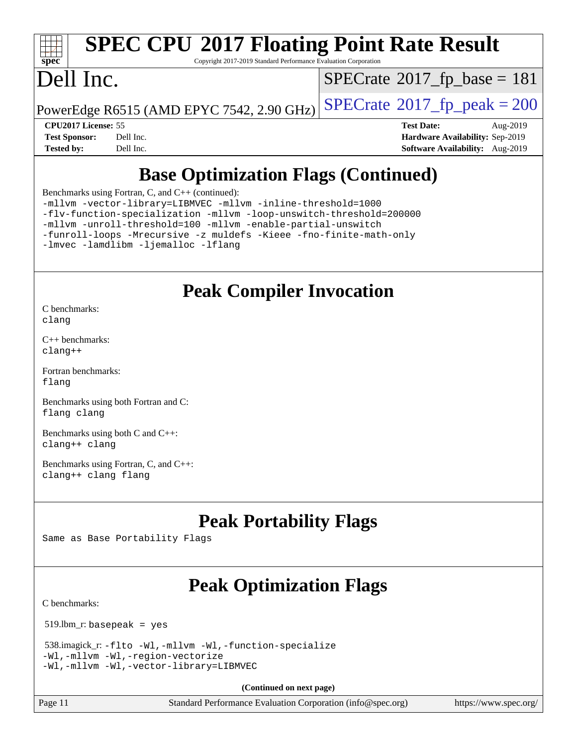## Base Optimization Flags (Continued)

Benchmarks using Fortran, C, and C++ (continued):

```
-mllvm -vector-library=LIBMVEC -mllvm -inline-threshold=1000
-flv-function-specialization -mllvm -loop-unswitch-threshold=200000
-mllvm -unroll-threshold=100 -mllvm -enable-partial-unswitch
-funroll-loops -Mrecursive -z muldefs -Kieee -fno-finite-math-only
-lmvec -lamdlibm -ljemalloc -lflang
```

## Peak Compiler Invocation

C benchmarks:
`clang`

C++ benchmarks:
`clang++`

Fortran benchmarks:
`flang`

Benchmarks using both Fortran and C:
`flang clang`

Benchmarks using both C and C++:
`clang++ clang`

Benchmarks using Fortran, C, and C++:
`clang++ clang flang`

## Peak Portability Flags

Same as Base Portability Flags

## Peak Optimization Flags

C benchmarks:

519.lbm_r: `basepeak = yes`

538.imagick_r:
```
-flto -Wl,-mllvm -Wl,-function-specialize
-Wl,-mllvm -Wl,-region-vectorize
-Wl,-mllvm -Wl,-vector-library=LIBMVEC
```

**(Continued on next page)**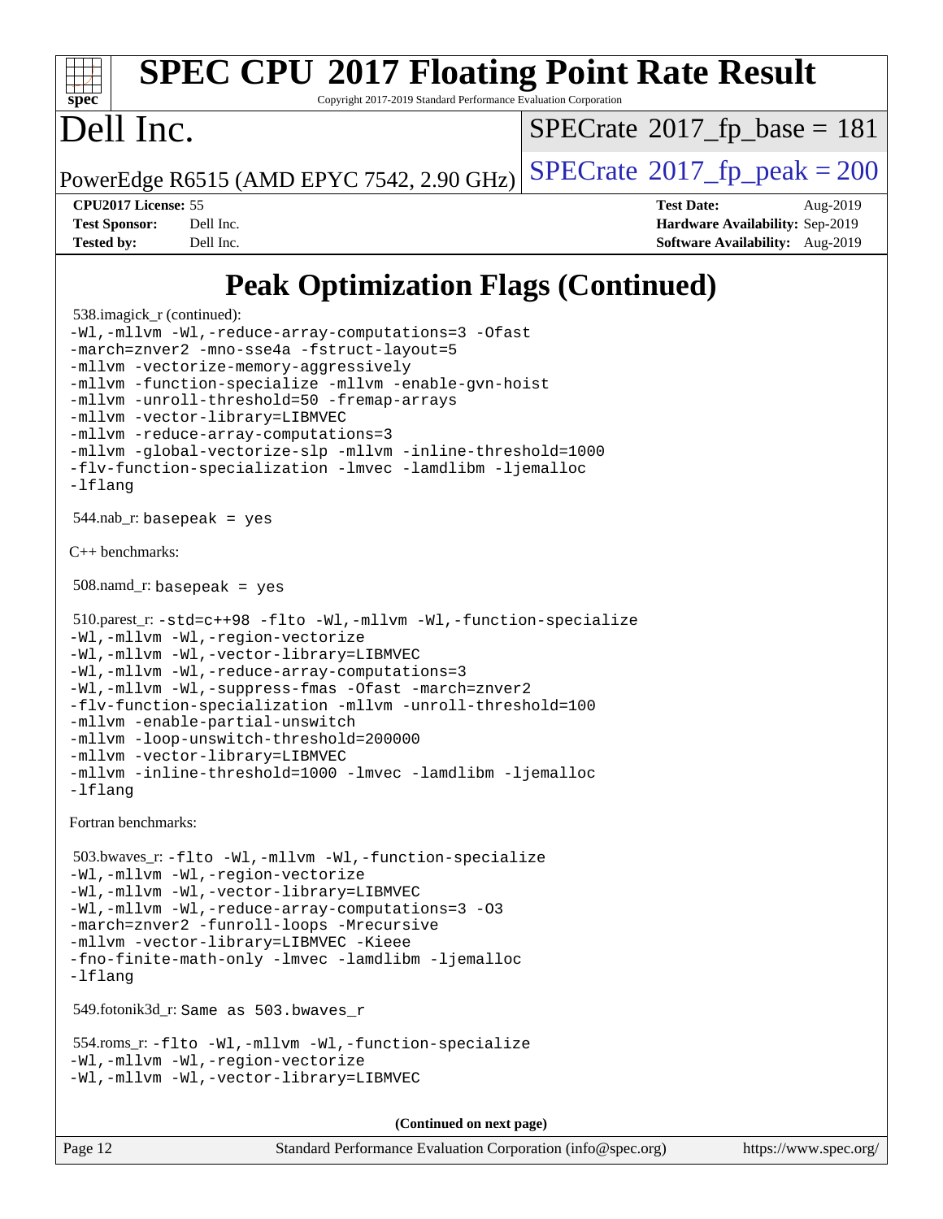# Peak Optimization Flags (Continued)

538.imagick_r (continued):

```
-Wl,-mllvm -Wl,-reduce-array-computations=3 -Ofast
-march=znver2 -mno-sse4a -fstruct-layout=5
-mllvm -vectorize-memory-aggressively
-mllvm -function-specialize -mllvm -enable-gvn-hoist
-mllvm -unroll-threshold=50 -fremap-arrays
-mllvm -vector-library=LIBMVEC
-mllvm -reduce-array-computations=3
-mllvm -global-vectorize-slp -mllvm -inline-threshold=1000
-flv-function-specialization -lmvec -lamdlibm -ljemalloc
-lflang
```

544.nab_r: `basepeak = yes`

C++ benchmarks:

508.namd_r: `basepeak = yes`

510.parest_r:

```
-std=c++98 -flto -Wl,-mllvm -Wl,-function-specialize
-Wl,-mllvm -Wl,-region-vectorize
-Wl,-mllvm -Wl,-vector-library=LIBMVEC
-Wl,-mllvm -Wl,-reduce-array-computations=3
-Wl,-mllvm -Wl,-suppress-fmas -Ofast -march=znver2
-flv-function-specialization -mllvm -unroll-threshold=100
-mllvm -enable-partial-unswitch
-mllvm -loop-unswitch-threshold=200000
-mllvm -vector-library=LIBMVEC
-mllvm -inline-threshold=1000 -lmvec -lamdlibm -ljemalloc
-lflang
```

Fortran benchmarks:

503.bwaves_r:

```
-flto -Wl,-mllvm -Wl,-function-specialize
-Wl,-mllvm -Wl,-region-vectorize
-Wl,-mllvm -Wl,-vector-library=LIBMVEC
-Wl,-mllvm -Wl,-reduce-array-computations=3 -O3
-march=znver2 -funroll-loops -Mrecursive
-mllvm -vector-library=LIBMVEC -Kieee
-fno-finite-math-only -lmvec -lamdlibm -ljemalloc
-lflang
```

549.fotonik3d_r: `Same as 503.bwaves_r`

554.roms_r:

```
-flto -Wl,-mllvm -Wl,-function-specialize
-Wl,-mllvm -Wl,-region-vectorize
-Wl,-mllvm -Wl,-vector-library=LIBMVEC
```

**(Continued on next page)**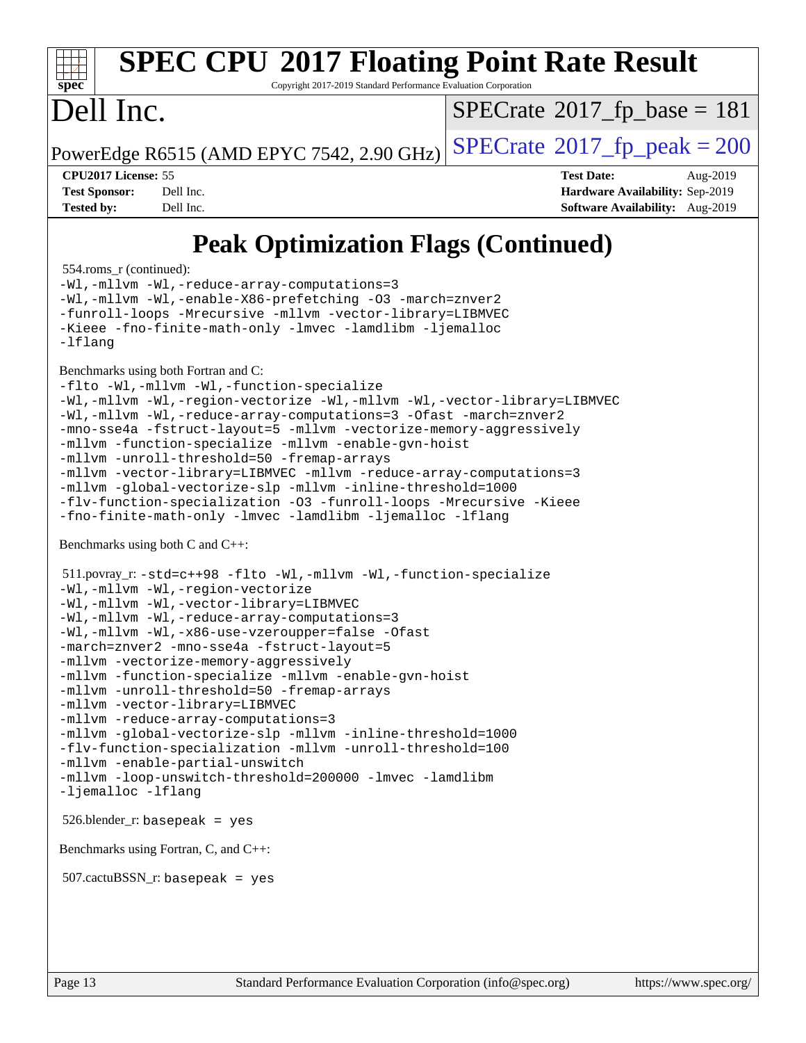# Peak Optimization Flags (Continued)

554.roms_r (continued):

```
-Wl,-mllvm -Wl,-reduce-array-computations=3
-Wl,-mllvm -Wl,-enable-X86-prefetching -O3 -march=znver2
-funroll-loops -Mrecursive -mllvm -vector-library=LIBMVEC
-Kieee -fno-finite-math-only -lmvec -lamdlibm -ljemalloc
-lflang
```

Benchmarks using both Fortran and C:

```
-flto -Wl,-mllvm -Wl,-function-specialize
-Wl,-mllvm -Wl,-region-vectorize -Wl,-mllvm -Wl,-vector-library=LIBMVEC
-Wl,-mllvm -Wl,-reduce-array-computations=3 -Ofast -march=znver2
-mno-sse4a -fstruct-layout=5 -mllvm -vectorize-memory-aggressively
-mllvm -function-specialize -mllvm -enable-gvn-hoist
-mllvm -unroll-threshold=50 -fremap-arrays
-mllvm -vector-library=LIBMVEC -mllvm -reduce-array-computations=3
-mllvm -global-vectorize-slp -mllvm -inline-threshold=1000
-flv-function-specialization -O3 -funroll-loops -Mrecursive -Kieee
-fno-finite-math-only -lmvec -lamdlibm -ljemalloc -lflang
```

Benchmarks using both C and C++:

511.povray_r:

```
-std=c++98 -flto -Wl,-mllvm -Wl,-function-specialize
-Wl,-mllvm -Wl,-region-vectorize
-Wl,-mllvm -Wl,-vector-library=LIBMVEC
-Wl,-mllvm -Wl,-reduce-array-computations=3
-Wl,-mllvm -Wl,-x86-use-vzeroupper=false -Ofast
-march=znver2 -mno-sse4a -fstruct-layout=5
-mllvm -vectorize-memory-aggressively
-mllvm -function-specialize -mllvm -enable-gvn-hoist
-mllvm -unroll-threshold=50 -fremap-arrays
-mllvm -vector-library=LIBMVEC
-mllvm -reduce-array-computations=3
-mllvm -global-vectorize-slp -mllvm -inline-threshold=1000
-flv-function-specialization -mllvm -unroll-threshold=100
-mllvm -enable-partial-unswitch
-mllvm -loop-unswitch-threshold=200000 -lmvec -lamdlibm
-ljemalloc -lflang
```

526.blender_r: `basepeak = yes`

Benchmarks using Fortran, C, and C++:

507.cactuBSSN_r: `basepeak = yes`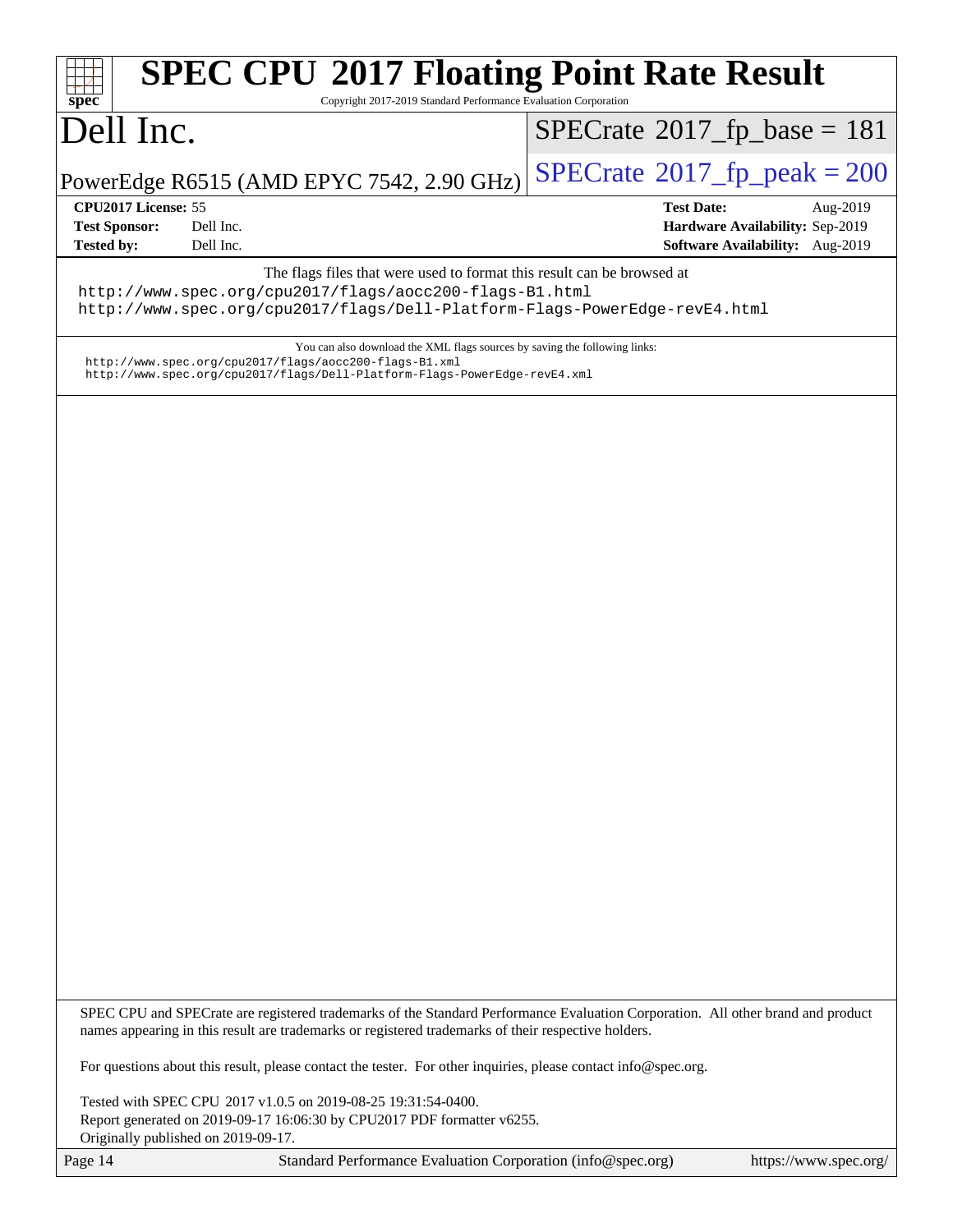The flags files that were used to format this result can be browsed at

http://www.spec.org/cpu2017/flags/aocc200-flags-B1.html
http://www.spec.org/cpu2017/flags/Dell-Platform-Flags-PowerEdge-revE4.html

You can also download the XML flags sources by saving the following links:

http://www.spec.org/cpu2017/flags/aocc200-flags-B1.xml
http://www.spec.org/cpu2017/flags/Dell-Platform-Flags-PowerEdge-revE4.xml

SPEC CPU and SPECrate are registered trademarks of the Standard Performance Evaluation Corporation. All other brand and product names appearing in this result are trademarks or registered trademarks of their respective holders.

For questions about this result, please contact the tester. For other inquiries, please contact info@spec.org.

Tested with SPEC CPU 2017 v1.0.5 on 2019-08-25 19:31:54-0400.
Report generated on 2019-09-17 16:06:30 by CPU2017 PDF formatter v6255.
Originally published on 2019-09-17.